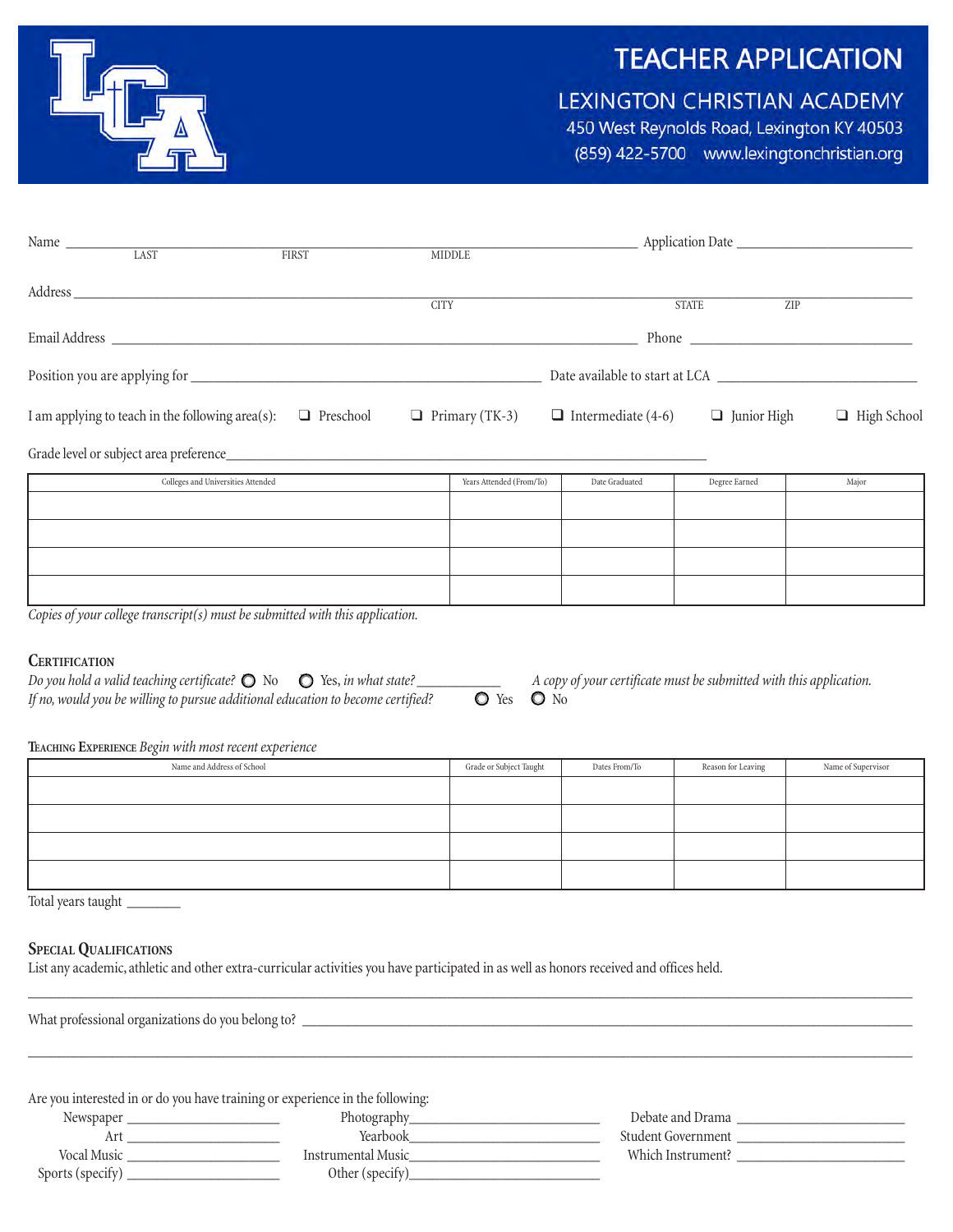# TEACHER APPLICATION

## LEXINGTON CHRISTIAN ACADEMY

450 West Reynolds Road, Lexington KY 40503
(859) 422-5700 www.lexingtonchristian.org

Name ____________________________________________ Application Date ____________________
LAST FIRST MIDDLE

Address ______________________________________________________________________________
CITY STATE ZIP

Email Address ____________________________________________ Phone ____________________

Position you are applying for ______________________________ Date available to start at LCA ____________________

I am applying to teach in the following area(s): ☐ Preschool ☐ Primary (TK-3) ☐ Intermediate (4-6) ☐ Junior High ☐ High School

Grade level or subject area preference ____________________________________________

| Colleges and Universities Attended | Years Attended (From/To) | Date Graduated | Degree Earned | Major |
|---|---|---|---|---|
| | | | | |
| | | | | |
| | | | | |
| | | | | |

*Copies of your college transcript(s) must be submitted with this application.*

### Certification

*Do you hold a valid teaching certificate?* ○ No ○ Yes, *in what state?* ____________ *A copy of your certificate must be submitted with this application.*

*If no, would you be willing to pursue additional education to become certified?* ○ Yes ○ No

### Teaching Experience *Begin with most recent experience*

| Name and Address of School | Grade or Subject Taught | Dates From/To | Reason for Leaving | Name of Supervisor |
|---|---|---|---|---|
| | | | | |
| | | | | |
| | | | | |
| | | | | |

Total years taught ________

### Special Qualifications

List any academic, athletic and other extra-curricular activities you have participated in as well as honors received and offices held.

______________________________________________________________________________

What professional organizations do you belong to? ____________________________________________

______________________________________________________________________________

Are you interested in or do you have training or experience in the following:

Newspaper ____________________ Photography ____________________ Debate and Drama ____________________

Art ____________________ Yearbook ____________________ Student Government ____________________

Vocal Music ____________________ Instrumental Music ____________________ Which Instrument? ____________________

Sports (specify) ____________________ Other (specify) ____________________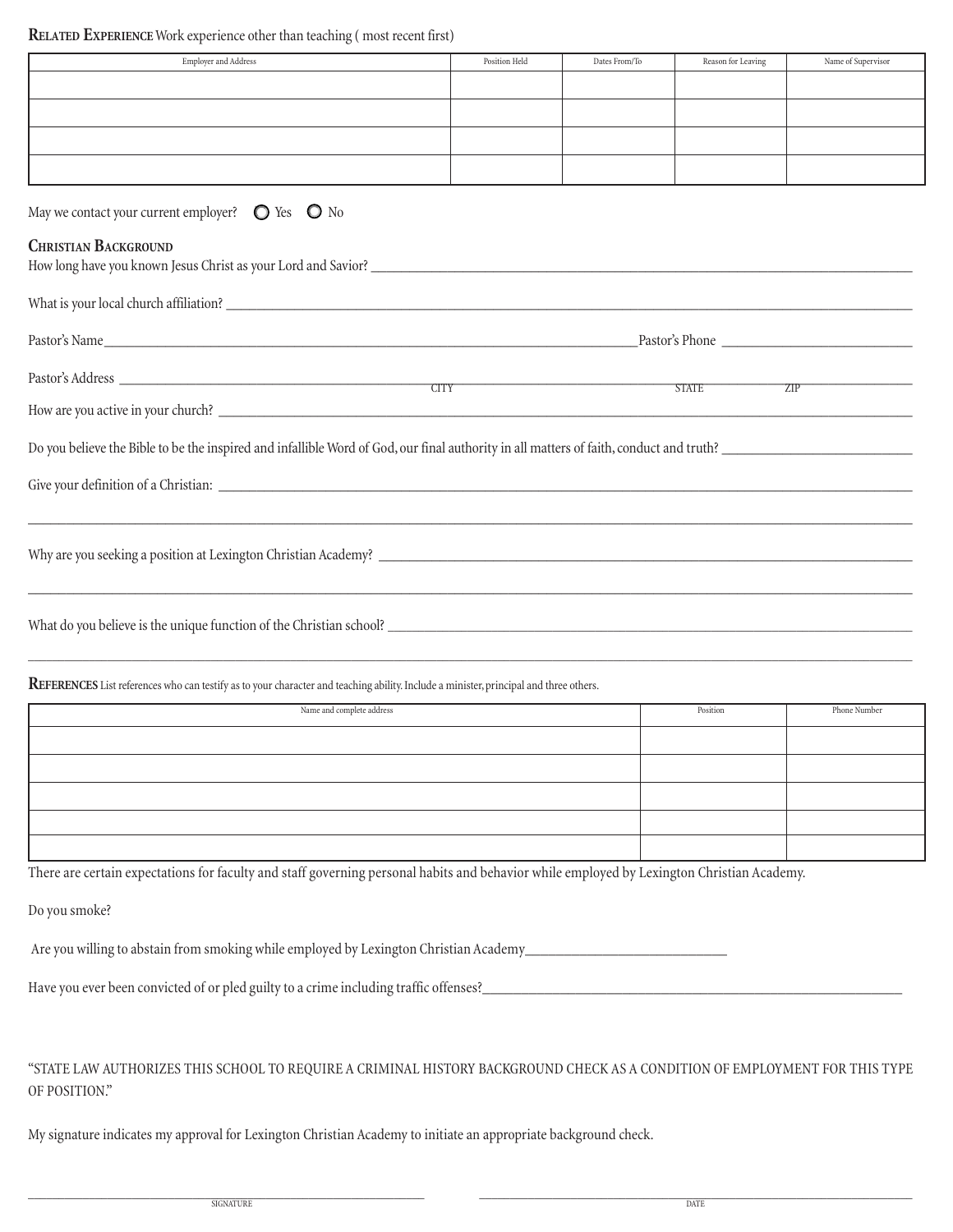**Related Experience** Work experience other than teaching ( most recent first)

| Employer and Address | Position Held | Dates From/To | Reason for Leaving | Name of Supervisor |
|---|---|---|---|---|
| | | | | |
| | | | | |
| | | | | |
| | | | | |

May we contact your current employer? ○ Yes ○ No

## Christian Background

How long have you known Jesus Christ as your Lord and Savior? ______________________________

What is your local church affiliation? ______________________________

Pastor's Name ______________________________ Pastor's Phone ______________________________

Pastor's Address ______________________________
CITY STATE ZIP

How are you active in your church? ______________________________

Do you believe the Bible to be the inspired and infallible Word of God, our final authority in all matters of faith, conduct and truth? ______________________________

Give your definition of a Christian: ______________________________

______________________________

Why are you seeking a position at Lexington Christian Academy? ______________________________

______________________________

What do you believe is the unique function of the Christian school? ______________________________

______________________________

**References** List references who can testify as to your character and teaching ability. Include a minister, principal and three others.

| Name and complete address | Position | Phone Number |
|---|---|---|
| | | |
| | | |
| | | |
| | | |
| | | |

There are certain expectations for faculty and staff governing personal habits and behavior while employed by Lexington Christian Academy.

Do you smoke?

Are you willing to abstain from smoking while employed by Lexington Christian Academy______________________________

Have you ever been convicted of or pled guilty to a crime including traffic offenses?______________________________

"STATE LAW AUTHORIZES THIS SCHOOL TO REQUIRE A CRIMINAL HISTORY BACKGROUND CHECK AS A CONDITION OF EMPLOYMENT FOR THIS TYPE OF POSITION."

My signature indicates my approval for Lexington Christian Academy to initiate an appropriate background check.

______________________________ ______________________________
SIGNATURE DATE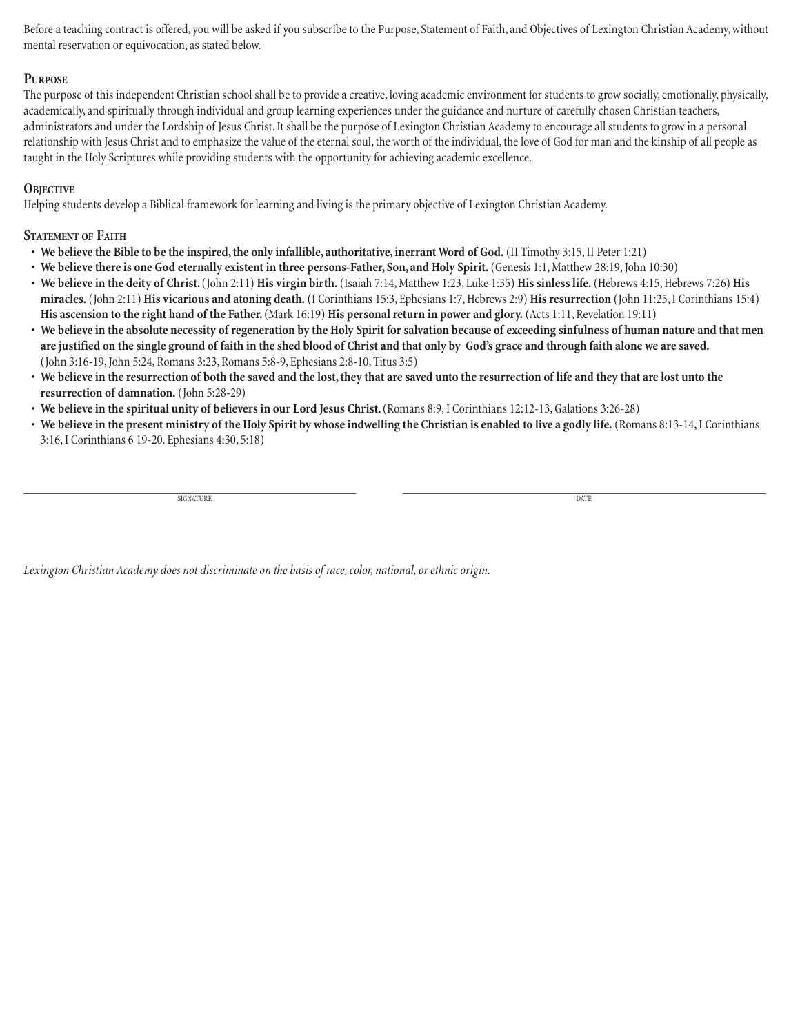Before a teaching contract is offered, you will be asked if you subscribe to the Purpose, Statement of Faith, and Objectives of Lexington Christian Academy, without mental reservation or equivocation, as stated below.

## Purpose

The purpose of this independent Christian school shall be to provide a creative, loving academic environment for students to grow socially, emotionally, physically, academically, and spiritually through individual and group learning experiences under the guidance and nurture of carefully chosen Christian teachers, administrators and under the Lordship of Jesus Christ. It shall be the purpose of Lexington Christian Academy to encourage all students to grow in a personal relationship with Jesus Christ and to emphasize the value of the eternal soul, the worth of the individual, the love of God for man and the kinship of all people as taught in the Holy Scriptures while providing students with the opportunity for achieving academic excellence.

## Objective

Helping students develop a Biblical framework for learning and living is the primary objective of Lexington Christian Academy.

## Statement of Faith

- **We believe the Bible to be the inspired, the only infallible, authoritative, inerrant Word of God.** (II Timothy 3:15, II Peter 1:21)
- **We believe there is one God eternally existent in three persons-Father, Son, and Holy Spirit.** (Genesis 1:1, Matthew 28:19, John 10:30)
- **We believe in the deity of Christ.** (John 2:11) **His virgin birth.** (Isaiah 7:14, Matthew 1:23, Luke 1:35) **His sinless life.** (Hebrews 4:15, Hebrews 7:26) **His miracles.** (John 2:11) **His vicarious and atoning death.** (I Corinthians 15:3, Ephesians 1:7, Hebrews 2:9) **His resurrection** (John 11:25, I Corinthians 15:4) **His ascension to the right hand of the Father.** (Mark 16:19) **His personal return in power and glory.** (Acts 1:11, Revelation 19:11)
- **We believe in the absolute necessity of regeneration by the Holy Spirit for salvation because of exceeding sinfulness of human nature and that men are justified on the single ground of faith in the shed blood of Christ and that only by God's grace and through faith alone we are saved.** (John 3:16-19, John 5:24, Romans 3:23, Romans 5:8-9, Ephesians 2:8-10, Titus 3:5)
- **We believe in the resurrection of both the saved and the lost, they that are saved unto the resurrection of life and they that are lost unto the resurrection of damnation.** (John 5:28-29)
- **We believe in the spiritual unity of believers in our Lord Jesus Christ.** (Romans 8:9, I Corinthians 12:12-13, Galations 3:26-28)
- **We believe in the present ministry of the Holy Spirit by whose indwelling the Christian is enabled to live a godly life.** (Romans 8:13-14, I Corinthians 3:16, I Corinthians 6 19-20. Ephesians 4:30, 5:18)

_______________________________ SIGNATURE

_______________________________ DATE

*Lexington Christian Academy does not discriminate on the basis of race, color, national, or ethnic origin.*